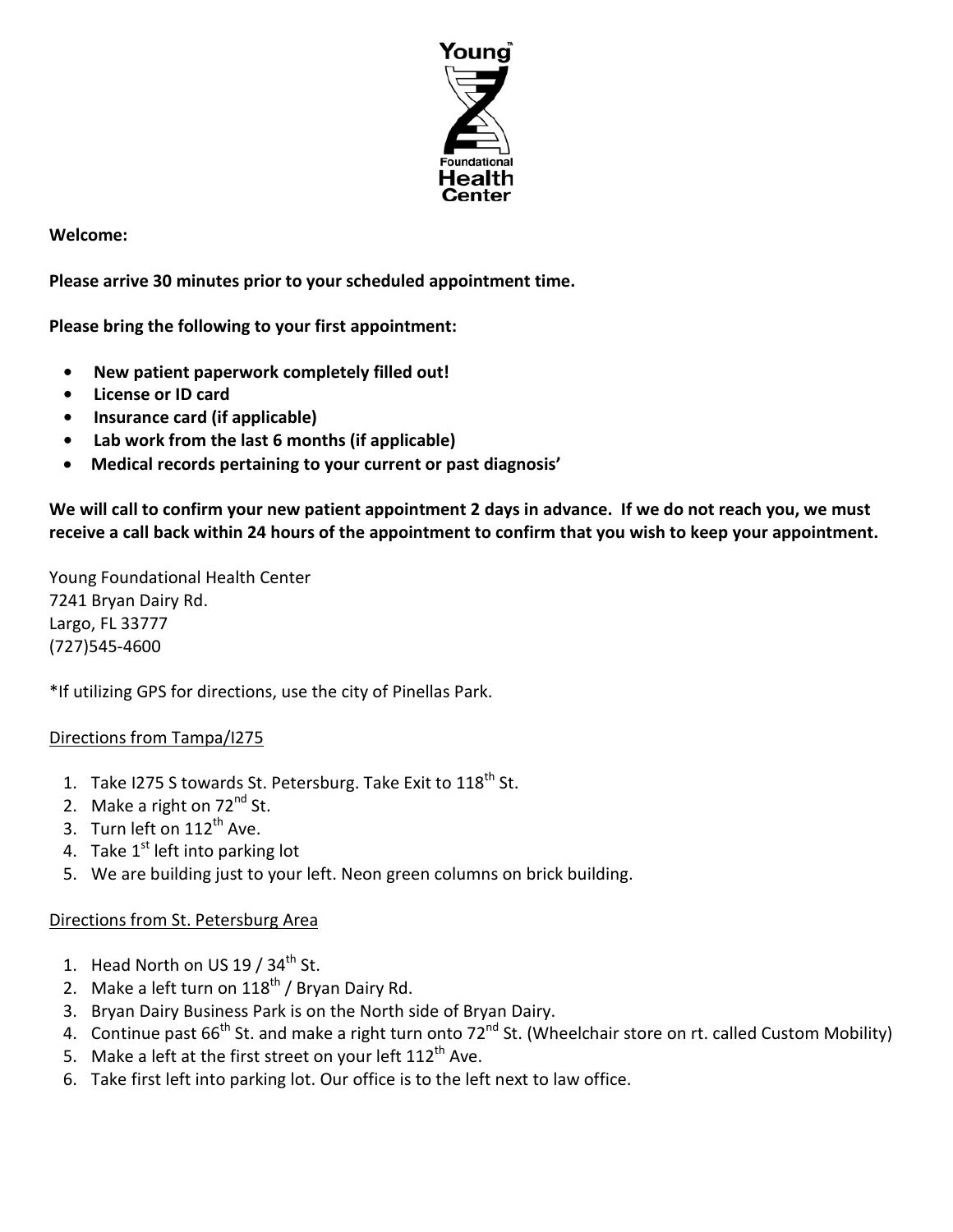Young™
Foundational
Health
Center

**Welcome:**

**Please arrive 30 minutes prior to your scheduled appointment time.**

**Please bring the following to your first appointment:**

- **New patient paperwork completely filled out!**
- **License or ID card**
- **Insurance card (if applicable)**
- **Lab work from the last 6 months (if applicable)**
- **Medical records pertaining to your current or past diagnosis'**

**We will call to confirm your new patient appointment 2 days in advance. If we do not reach you, we must receive a call back within 24 hours of the appointment to confirm that you wish to keep your appointment.**

Young Foundational Health Center
7241 Bryan Dairy Rd.
Largo, FL 33777
(727)545-4600

*If utilizing GPS for directions, use the city of Pinellas Park.

<u>Directions from Tampa/I275</u>

1. Take I275 S towards St. Petersburg. Take Exit to 118th St.
2. Make a right on 72nd St.
3. Turn left on 112th Ave.
4. Take 1st left into parking lot
5. We are building just to your left. Neon green columns on brick building.

<u>Directions from St. Petersburg Area</u>

1. Head North on US 19 / 34th St.
2. Make a left turn on 118th / Bryan Dairy Rd.
3. Bryan Dairy Business Park is on the North side of Bryan Dairy.
4. Continue past 66th St. and make a right turn onto 72nd St. (Wheelchair store on rt. called Custom Mobility)
5. Make a left at the first street on your left 112th Ave.
6. Take first left into parking lot. Our office is to the left next to law office.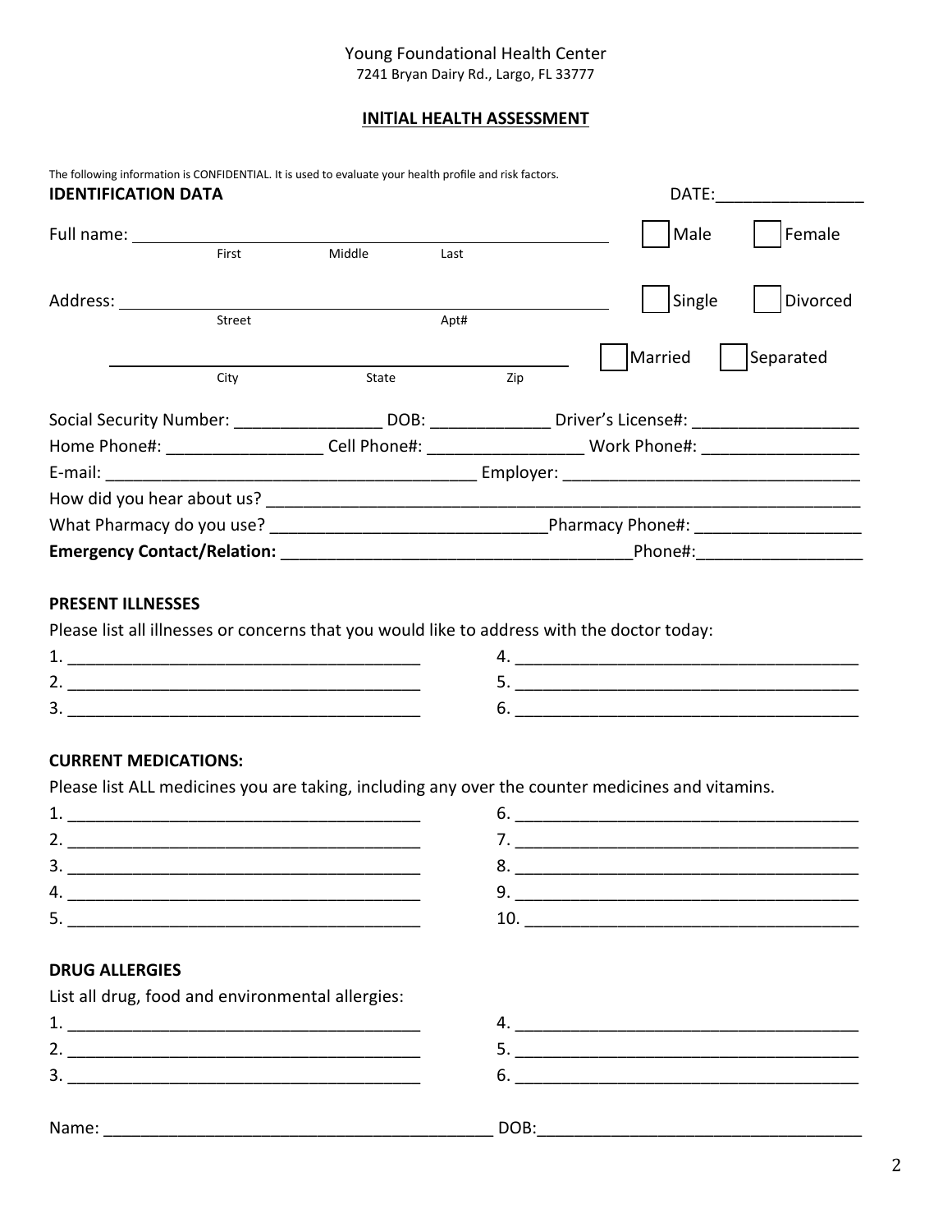Young Foundational Health Center
7241 Bryan Dairy Rd., Largo, FL 33777

## INITIAL HEALTH ASSESSMENT

The following information is CONFIDENTIAL. It is used to evaluate your health profile and risk factors.

**IDENTIFICATION DATA** DATE:________________

Full name: ____________________________________________
First Middle Last

☐ Male ☐ Female

Address: ____________________________________________
Street Apt#

☐ Single ☐ Divorced

____________________________________________
City State Zip

☐ Married ☐ Separated

Social Security Number: ________________ DOB: _____________ Driver's License#: __________________

Home Phone#: _________________ Cell Phone#: _________________ Work Phone#: _________________

E-mail: ________________________________________ Employer: ________________________________

How did you hear about us? ______________________________________________________________

What Pharmacy do you use? ______________________________ Pharmacy Phone#: __________________

**Emergency Contact/Relation:** _____________________________________ Phone#:__________________

### PRESENT ILLNESSES

Please list all illnesses or concerns that you would like to address with the doctor today:

1. ______________________________________
2. ______________________________________
3. ______________________________________
4. ______________________________________
5. ______________________________________
6. ______________________________________

### CURRENT MEDICATIONS:

Please list ALL medicines you are taking, including any over the counter medicines and vitamins.

1. ______________________________________
2. ______________________________________
3. ______________________________________
4. ______________________________________
5. ______________________________________
6. ______________________________________
7. ______________________________________
8. ______________________________________
9. ______________________________________
10. ______________________________________

### DRUG ALLERGIES

List all drug, food and environmental allergies:

1. ______________________________________
2. ______________________________________
3. ______________________________________
4. ______________________________________
5. ______________________________________
6. ______________________________________

Name: __________________________________________ DOB:__________________________________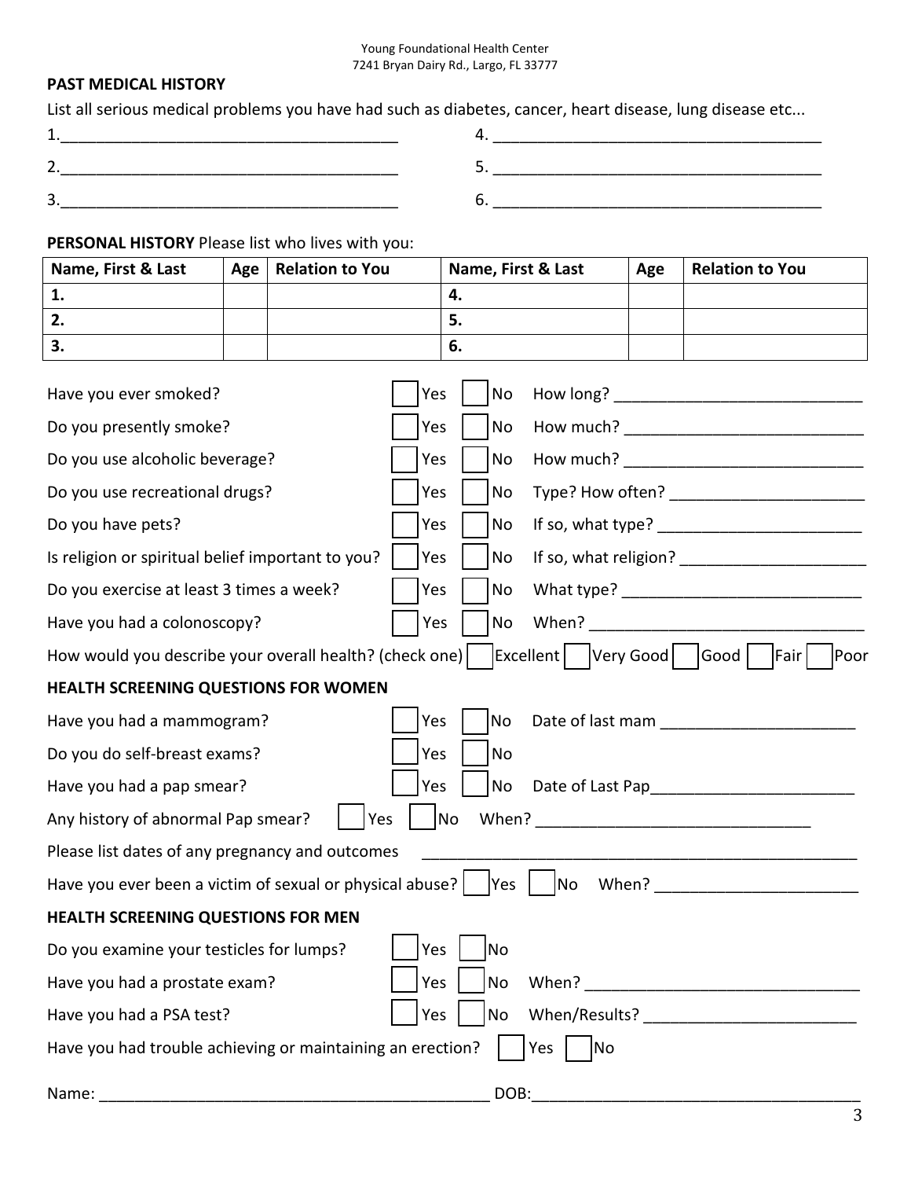Young Foundational Health Center
7241 Bryan Dairy Rd., Largo, FL 33777

**PAST MEDICAL HISTORY**

List all serious medical problems you have had such as diabetes, cancer, heart disease, lung disease etc...

1.______________________________________ 4. ______________________________________

2.______________________________________ 5. ______________________________________

3.______________________________________ 6. ______________________________________

**PERSONAL HISTORY** Please list who lives with you:

| Name, First & Last | Age | Relation to You | Name, First & Last | Age | Relation to You |
|---|---|---|---|---|---|
| 1. | | | 4. | | |
| 2. | | | 5. | | |
| 3. | | | 6. | | |

Have you ever smoked? ☐ Yes ☐ No How long? ____________________________

Do you presently smoke? ☐ Yes ☐ No How much? ____________________________

Do you use alcoholic beverage? ☐ Yes ☐ No How much? ____________________________

Do you use recreational drugs? ☐ Yes ☐ No Type? How often? ______________________

Do you have pets? ☐ Yes ☐ No If so, what type? ________________________

Is religion or spiritual belief important to you? ☐ Yes ☐ No If so, what religion? ______________________

Do you exercise at least 3 times a week? ☐ Yes ☐ No What type? ____________________________

Have you had a colonoscopy? ☐ Yes ☐ No When? _______________________________

How would you describe your overall health? (check one) ☐ Excellent ☐ Very Good ☐ Good ☐ Fair ☐ Poor

**HEALTH SCREENING QUESTIONS FOR WOMEN**

Have you had a mammogram? ☐ Yes ☐ No Date of last mam ______________________

Do you do self-breast exams? ☐ Yes ☐ No

Have you had a pap smear? ☐ Yes ☐ No Date of Last Pap_______________________

Any history of abnormal Pap smear? ☐ Yes ☐ No When? _______________________________

Please list dates of any pregnancy and outcomes __________________________________________________

Have you ever been a victim of sexual or physical abuse? ☐ Yes ☐ No When? ______________________

**HEALTH SCREENING QUESTIONS FOR MEN**

Do you examine your testicles for lumps? ☐ Yes ☐ No

Have you had a prostate exam? ☐ Yes ☐ No When? _______________________________

Have you had a PSA test? ☐ Yes ☐ No When/Results? ________________________

Have you had trouble achieving or maintaining an erection? ☐ Yes ☐ No

Name: _____________________________________________ DOB:______________________________________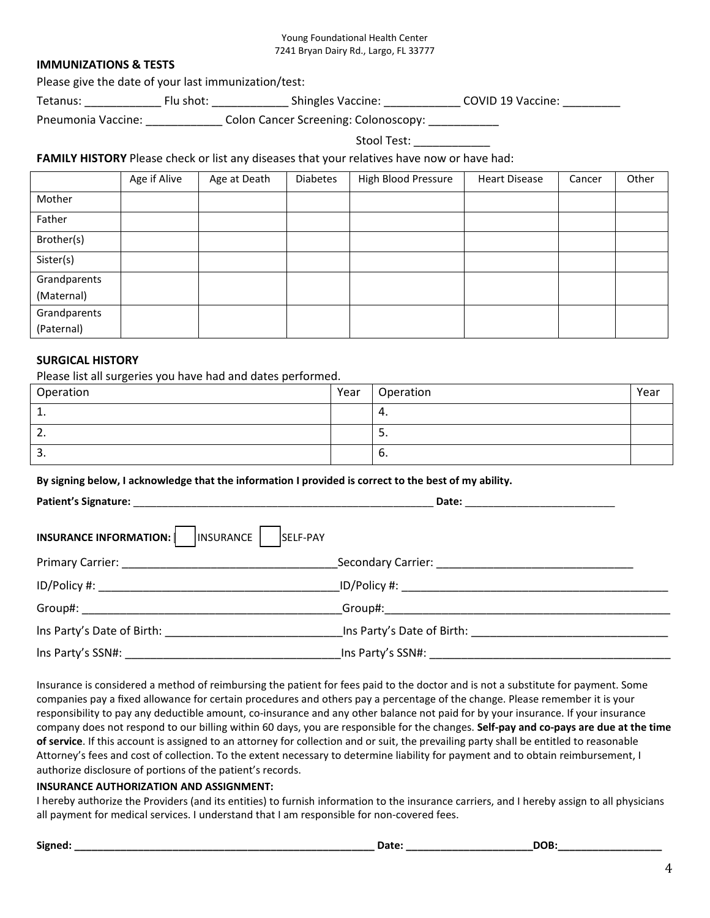Young Foundational Health Center
7241 Bryan Dairy Rd., Largo, FL 33777

**IMMUNIZATIONS & TESTS**

Please give the date of your last immunization/test:

Tetanus: ____________ Flu shot: ____________ Shingles Vaccine: ____________ COVID 19 Vaccine: _________

Pneumonia Vaccine: ____________ Colon Cancer Screening: Colonoscopy: ___________

Stool Test: ____________

**FAMILY HISTORY** Please check or list any diseases that your relatives have now or have had:

| | Age if Alive | Age at Death | Diabetes | High Blood Pressure | Heart Disease | Cancer | Other |
|---|---|---|---|---|---|---|---|
| Mother | | | | | | | |
| Father | | | | | | | |
| Brother(s) | | | | | | | |
| Sister(s) | | | | | | | |
| Grandparents (Maternal) | | | | | | | |
| Grandparents (Paternal) | | | | | | | |

**SURGICAL HISTORY**

Please list all surgeries you have had and dates performed.

| Operation | Year | Operation | Year |
|---|---|---|---|
| 1. | | 4. | |
| 2. | | 5. | |
| 3. | | 6. | |

**By signing below, I acknowledge that the information I provided is correct to the best of my ability.**

**Patient's Signature:** _____________________________________________________ **Date:** __________________________

**INSURANCE INFORMATION:** ☐ INSURANCE ☐ SELF-PAY

Primary Carrier: __________________________________ Secondary Carrier: _______________________________

ID/Policy #: ______________________________________ ID/Policy #: ___________________________________________

Group#: _________________________________________ Group#: ______________________________________________

Ins Party's Date of Birth: ____________________________ Ins Party's Date of Birth: _______________________________

Ins Party's SSN#: _________________________________ Ins Party's SSN#: ______________________________________

Insurance is considered a method of reimbursing the patient for fees paid to the doctor and is not a substitute for payment. Some companies pay a fixed allowance for certain procedures and others pay a percentage of the change. Please remember it is your responsibility to pay any deductible amount, co-insurance and any other balance not paid for by your insurance. If your insurance company does not respond to our billing within 60 days, you are responsible for the changes. **Self-pay and co-pays are due at the time of service**. If this account is assigned to an attorney for collection and or suit, the prevailing party shall be entitled to reasonable Attorney's fees and cost of collection. To the extent necessary to determine liability for payment and to obtain reimbursement, I authorize disclosure of portions of the patient's records.

**INSURANCE AUTHORIZATION AND ASSIGNMENT:**

I hereby authorize the Providers (and its entities) to furnish information to the insurance carriers, and I hereby assign to all physicians all payment for medical services. I understand that I am responsible for non-covered fees.

**Signed:** _____________________________________________________ **Date:** ______________________ **DOB:** __________________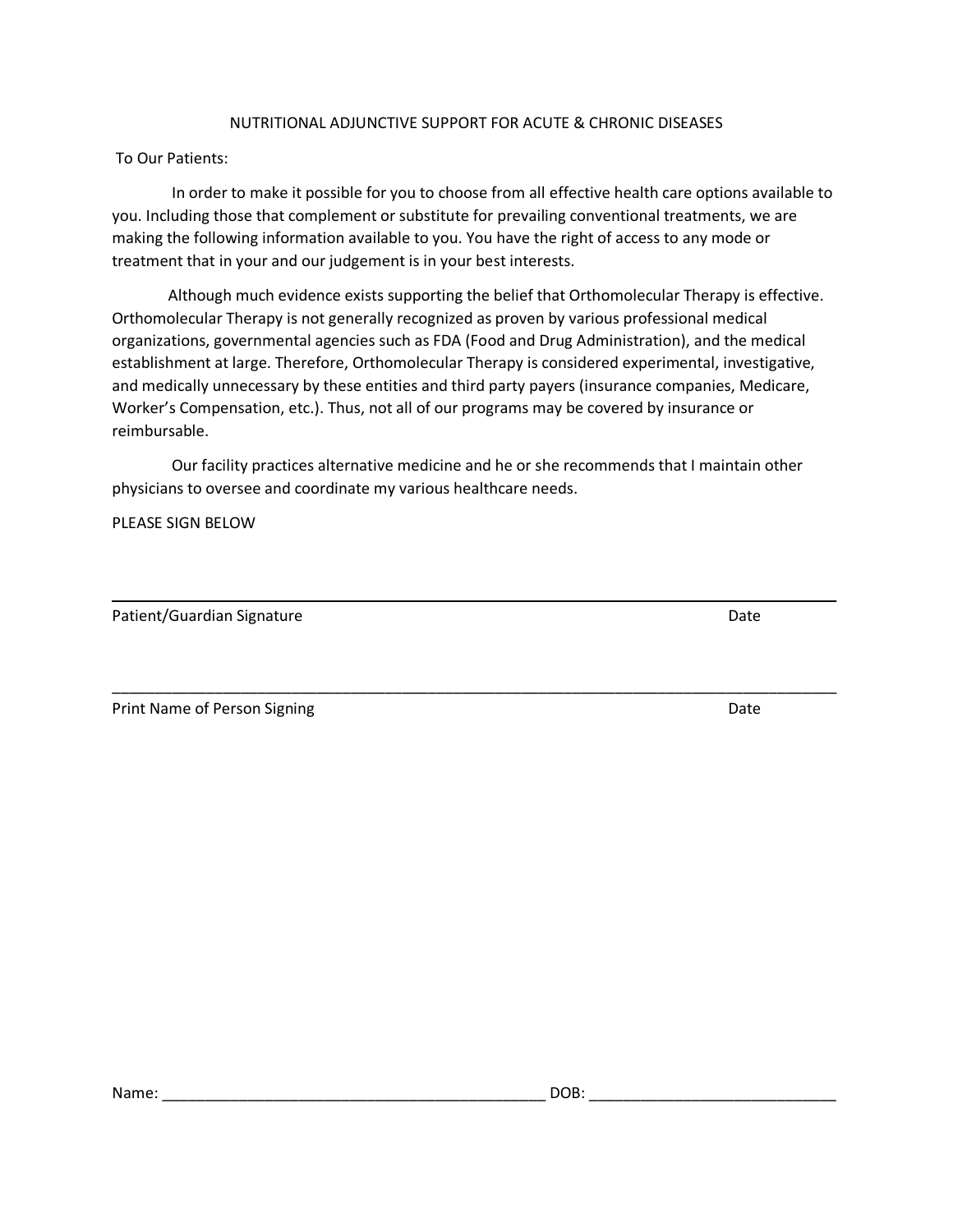# NUTRITIONAL ADJUNCTIVE SUPPORT FOR ACUTE & CHRONIC DISEASES

To Our Patients:

In order to make it possible for you to choose from all effective health care options available to you. Including those that complement or substitute for prevailing conventional treatments, we are making the following information available to you. You have the right of access to any mode or treatment that in your and our judgement is in your best interests.

Although much evidence exists supporting the belief that Orthomolecular Therapy is effective. Orthomolecular Therapy is not generally recognized as proven by various professional medical organizations, governmental agencies such as FDA (Food and Drug Administration), and the medical establishment at large. Therefore, Orthomolecular Therapy is considered experimental, investigative, and medically unnecessary by these entities and third party payers (insurance companies, Medicare, Worker's Compensation, etc.). Thus, not all of our programs may be covered by insurance or reimbursable.

Our facility practices alternative medicine and he or she recommends that I maintain other physicians to oversee and coordinate my various healthcare needs.

PLEASE SIGN BELOW

___________________________________________________________________________

Patient/Guardian Signature                                                                                   Date

___________________________________________________________________________

Print Name of Person Signing                                                                                 Date

Name: ____________________________________________ DOB: ____________________________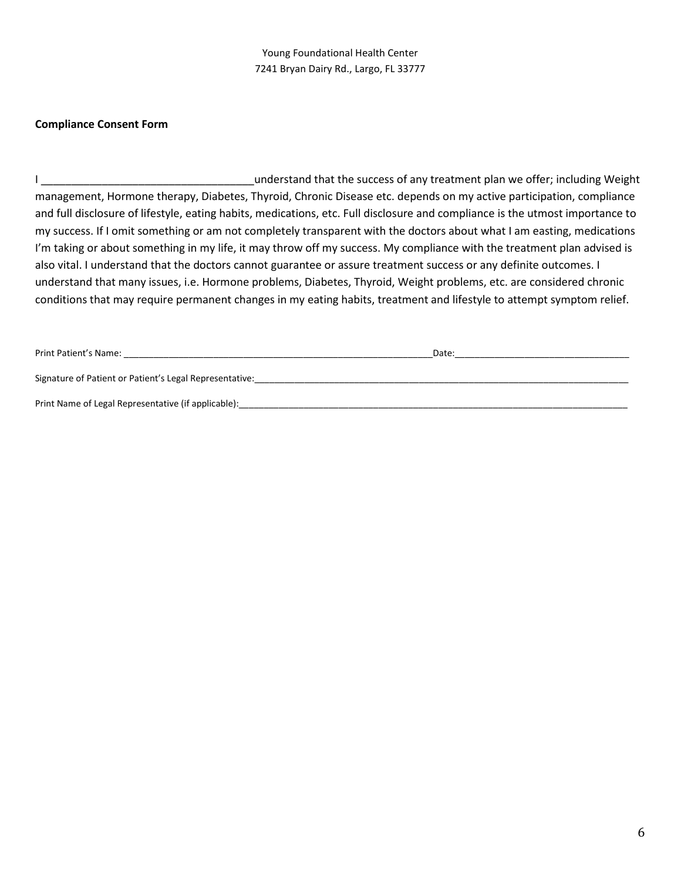Young Foundational Health Center
7241 Bryan Dairy Rd., Largo, FL 33777

**Compliance Consent Form**

I ___________________________________understand that the success of any treatment plan we offer; including Weight management, Hormone therapy, Diabetes, Thyroid, Chronic Disease etc. depends on my active participation, compliance and full disclosure of lifestyle, eating habits, medications, etc. Full disclosure and compliance is the utmost importance to my success. If I omit something or am not completely transparent with the doctors about what I am easting, medications I'm taking or about something in my life, it may throw off my success. My compliance with the treatment plan advised is also vital. I understand that the doctors cannot guarantee or assure treatment success or any definite outcomes. I understand that many issues, i.e. Hormone problems, Diabetes, Thyroid, Weight problems, etc. are considered chronic conditions that may require permanent changes in my eating habits, treatment and lifestyle to attempt symptom relief.

Print Patient's Name: _______________________________________________________________Date:__________________________________

Signature of Patient or Patient's Legal Representative:_____________________________________________________________________________

Print Name of Legal Representative (if applicable):________________________________________________________________________________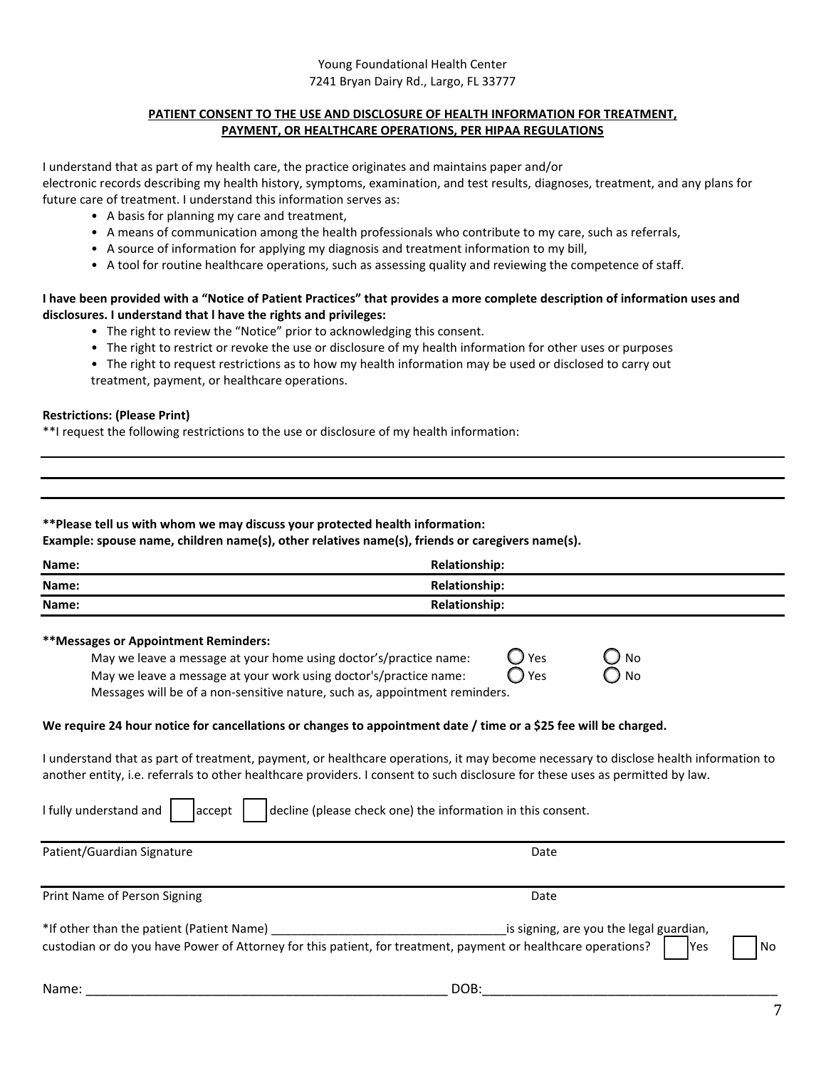Young Foundational Health Center
7241 Bryan Dairy Rd., Largo, FL 33777

## PATIENT CONSENT TO THE USE AND DISCLOSURE OF HEALTH INFORMATION FOR TREATMENT, PAYMENT, OR HEALTHCARE OPERATIONS, PER HIPAA REGULATIONS

I understand that as part of my health care, the practice originates and maintains paper and/or electronic records describing my health history, symptoms, examination, and test results, diagnoses, treatment, and any plans for future care of treatment. I understand this information serves as:

- A basis for planning my care and treatment,
- A means of communication among the health professionals who contribute to my care, such as referrals,
- A source of information for applying my diagnosis and treatment information to my bill,
- A tool for routine healthcare operations, such as assessing quality and reviewing the competence of staff.

**I have been provided with a "Notice of Patient Practices" that provides a more complete description of information uses and disclosures. I understand that l have the rights and privileges:**

- The right to review the "Notice" prior to acknowledging this consent.
- The right to restrict or revoke the use or disclosure of my health information for other uses or purposes
- The right to request restrictions as to how my health information may be used or disclosed to carry out treatment, payment, or healthcare operations.

**Restrictions: (Please Print)**

**I request the following restrictions to the use or disclosure of my health information:

_______________________________________________

_______________________________________________

_______________________________________________

**\*\*Please tell us with whom we may discuss your protected health information:**
**Example: spouse name, children name(s), other relatives name(s), friends or caregivers name(s).**

| Name: | Relationship: |
|---|---|
| Name: | Relationship: |
| Name: | Relationship: |

**\*\*Messages or Appointment Reminders:**

May we leave a message at your home using doctor's/practice name: ○ Yes ○ No
May we leave a message at your work using doctor's/practice name: ○ Yes ○ No
Messages will be of a non-sensitive nature, such as, appointment reminders.

**We require 24 hour notice for cancellations or changes to appointment date / time or a $25 fee will be charged.**

I understand that as part of treatment, payment, or healthcare operations, it may become necessary to disclose health information to another entity, i.e. referrals to other healthcare providers. I consent to such disclosure for these uses as permitted by law.

l fully understand and ☐ accept ☐ decline (please check one) the information in this consent.

Patient/Guardian Signature _______________________ Date _______________

Print Name of Person Signing _______________________ Date _______________

*If other than the patient (Patient Name) __________________________________is signing, are you the legal guardian, custodian or do you have Power of Attorney for this patient, for treatment, payment or healthcare operations? ☐ Yes ☐ No

Name: __________________________________________________ DOB:________________________________________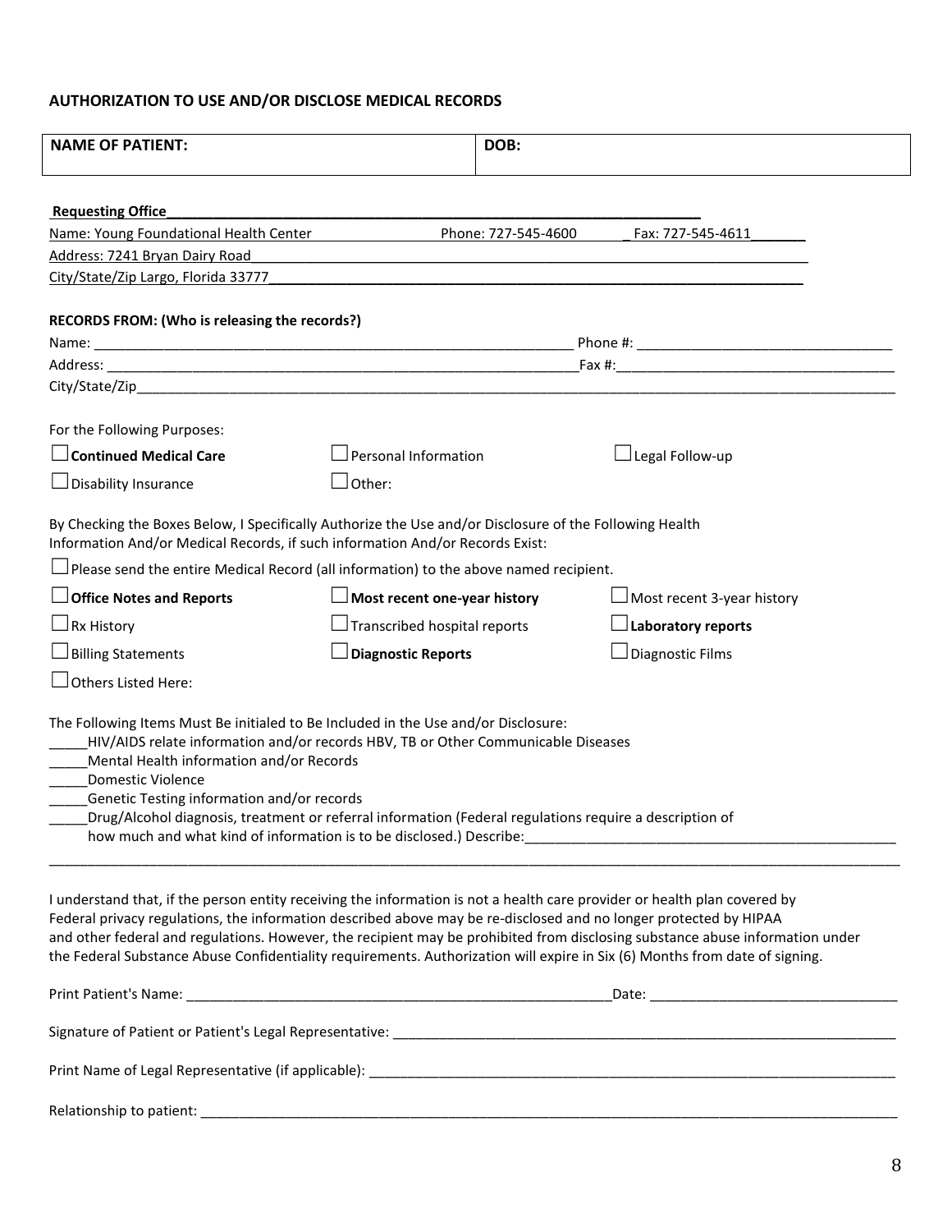## AUTHORIZATION TO USE AND/OR DISCLOSE MEDICAL RECORDS

| NAME OF PATIENT: | DOB: |
|---|---|
| | |

**Requesting Office**\_\_\_\_\_\_\_\_\_\_\_\_\_\_\_\_\_\_\_\_\_\_\_\_\_\_\_\_\_\_\_\_\_\_\_\_\_\_\_\_\_\_\_\_\_\_\_\_\_\_\_\_\_\_\_\_

Name: Young Foundational Health Center Phone: 727-545-4600 Fax: 727-545-4611

Address: 7241 Bryan Dairy Road

City/State/Zip Largo, Florida 33777

**RECORDS FROM: (Who is releasing the records?)**

Name: \_\_\_\_\_\_\_\_\_\_\_\_\_\_\_\_\_\_\_\_\_\_\_\_\_\_\_\_\_\_\_\_\_\_\_\_\_\_\_\_ Phone #: \_\_\_\_\_\_\_\_\_\_\_\_\_\_\_\_\_\_\_\_\_\_

Address: \_\_\_\_\_\_\_\_\_\_\_\_\_\_\_\_\_\_\_\_\_\_\_\_\_\_\_\_\_\_\_\_\_\_\_\_\_\_\_\_ Fax #: \_\_\_\_\_\_\_\_\_\_\_\_\_\_\_\_\_\_\_\_\_\_

City/State/Zip\_\_\_\_\_\_\_\_\_\_\_\_\_\_\_\_\_\_\_\_\_\_\_\_\_\_\_\_\_\_\_\_\_\_\_\_\_\_\_\_\_\_\_\_\_\_\_\_\_\_\_\_\_\_\_\_\_\_\_\_\_\_

For the Following Purposes:

- ☐ **Continued Medical Care**
- ☐ Personal Information
- ☐ Legal Follow-up
- ☐ Disability Insurance
- ☐ Other:

By Checking the Boxes Below, I Specifically Authorize the Use and/or Disclosure of the Following Health Information And/or Medical Records, if such information And/or Records Exist:

☐ Please send the entire Medical Record (all information) to the above named recipient.

- ☐ **Office Notes and Reports**
- ☐ **Most recent one-year history**
- ☐ Most recent 3-year history
- ☐ Rx History
- ☐ Transcribed hospital reports
- ☐ **Laboratory reports**
- ☐ Billing Statements
- ☐ **Diagnostic Reports**
- ☐ Diagnostic Films
- ☐ Others Listed Here:

The Following Items Must Be initialed to Be Included in the Use and/or Disclosure:

\_\_\_\_\_HIV/AIDS relate information and/or records HBV, TB or Other Communicable Diseases

\_\_\_\_\_Mental Health information and/or Records

\_\_\_\_\_Domestic Violence

\_\_\_\_\_Genetic Testing information and/or records

\_\_\_\_\_Drug/Alcohol diagnosis, treatment or referral information (Federal regulations require a description of how much and what kind of information is to be disclosed.) Describe:\_\_\_\_\_\_\_\_\_\_\_\_\_\_\_\_\_\_\_\_\_\_\_\_\_\_\_\_\_\_\_\_\_\_\_\_\_\_

\_\_\_\_\_\_\_\_\_\_\_\_\_\_\_\_\_\_\_\_\_\_\_\_\_\_\_\_\_\_\_\_\_\_\_\_\_\_\_\_\_\_\_\_\_\_\_\_\_\_\_\_\_\_\_\_\_\_\_\_\_\_\_\_\_\_\_\_\_\_\_\_\_\_\_\_\_\_

I understand that, if the person entity receiving the information is not a health care provider or health plan covered by Federal privacy regulations, the information described above may be re-disclosed and no longer protected by HIPAA and other federal and regulations. However, the recipient may be prohibited from disclosing substance abuse information under the Federal Substance Abuse Confidentiality requirements. Authorization will expire in Six (6) Months from date of signing.

Print Patient's Name: \_\_\_\_\_\_\_\_\_\_\_\_\_\_\_\_\_\_\_\_\_\_\_\_\_\_\_\_\_\_\_\_\_\_\_\_\_\_\_\_\_\_Date: \_\_\_\_\_\_\_\_\_\_\_\_\_\_\_\_\_\_\_\_\_\_

Signature of Patient or Patient's Legal Representative: \_\_\_\_\_\_\_\_\_\_\_\_\_\_\_\_\_\_\_\_\_\_\_\_\_\_\_\_\_\_\_\_\_\_\_\_\_\_\_\_\_\_

Print Name of Legal Representative (if applicable): \_\_\_\_\_\_\_\_\_\_\_\_\_\_\_\_\_\_\_\_\_\_\_\_\_\_\_\_\_\_\_\_\_\_\_\_\_\_\_\_\_\_

Relationship to patient: \_\_\_\_\_\_\_\_\_\_\_\_\_\_\_\_\_\_\_\_\_\_\_\_\_\_\_\_\_\_\_\_\_\_\_\_\_\_\_\_\_\_\_\_\_\_\_\_\_\_\_\_\_\_\_\_\_\_\_\_\_\_